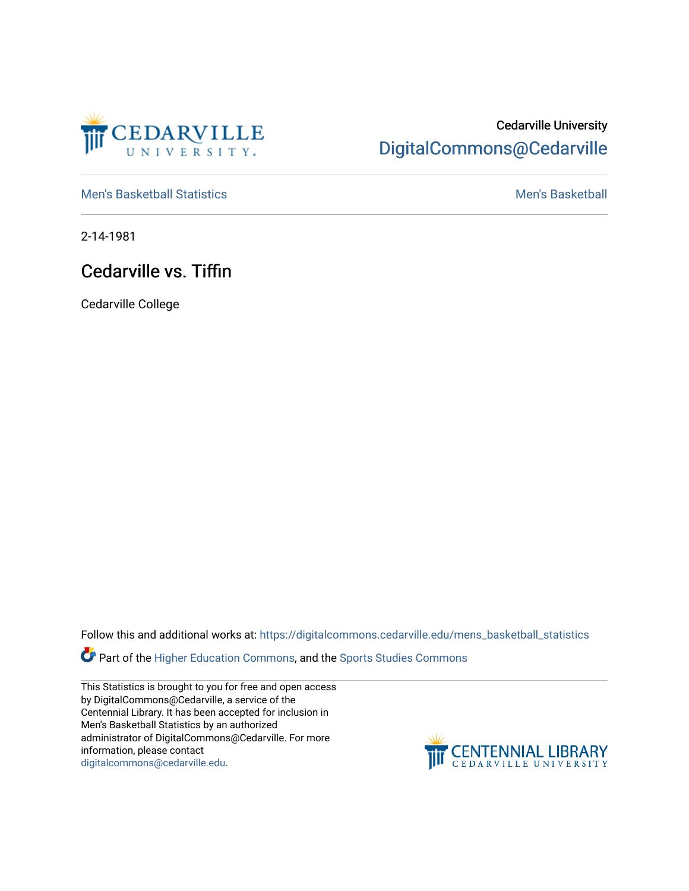Cedarville University
DigitalCommons@Cedarville

Men's Basketball Statistics | Men's Basketball

2-14-1981

# Cedarville vs. Tiffin

Cedarville College

Follow this and additional works at: https://digitalcommons.cedarville.edu/mens_basketball_statistics

Part of the Higher Education Commons, and the Sports Studies Commons

This Statistics is brought to you for free and open access by DigitalCommons@Cedarville, a service of the Centennial Library. It has been accepted for inclusion in Men's Basketball Statistics by an authorized administrator of DigitalCommons@Cedarville. For more information, please contact digitalcommons@cedarville.edu.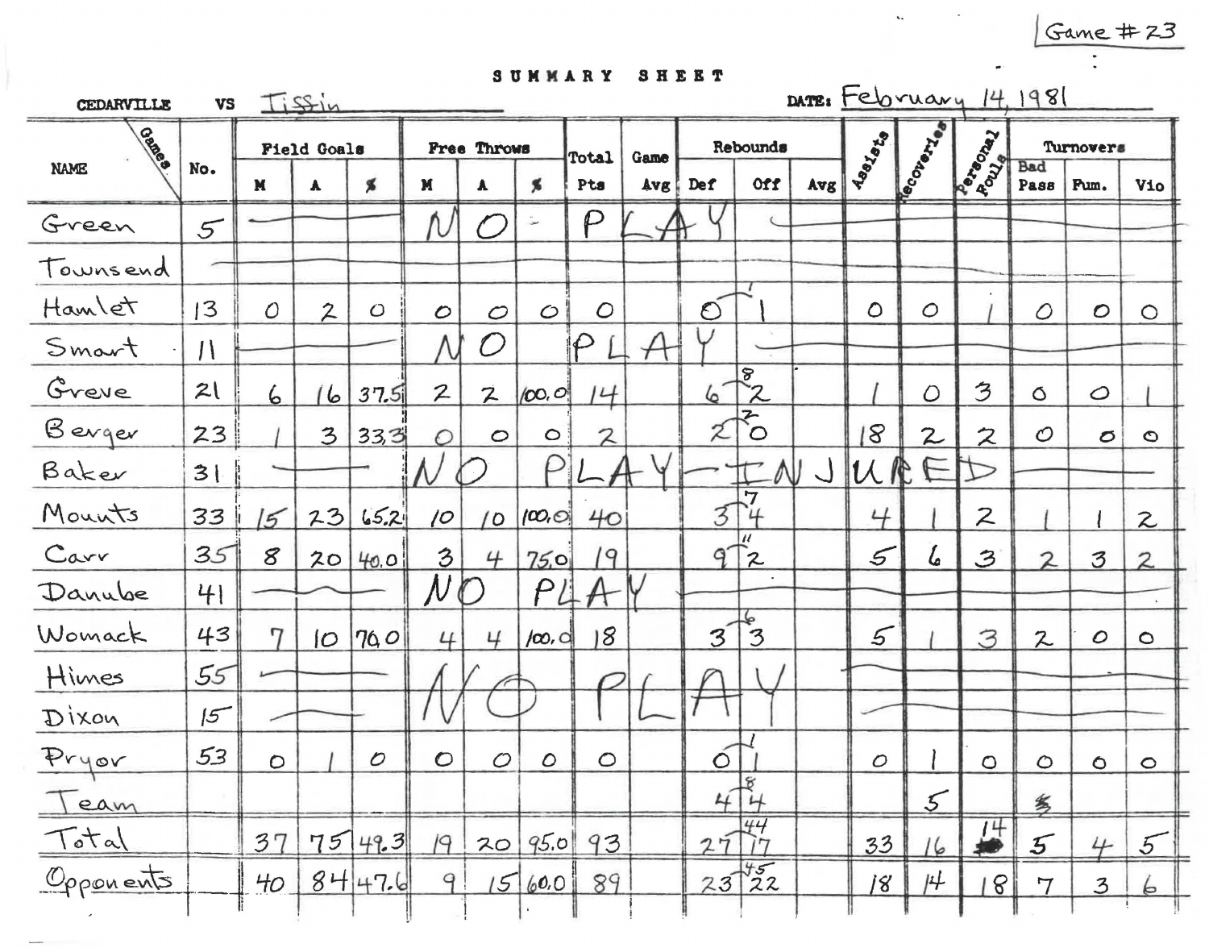Game # 23

# SUMMARY SHEET

**CEDARVILLE** VS Tiffin **DATE:** February 14, 1981

| NAME | No. | Field Goals M | Field Goals A | Field Goals % | Free Throws M | Free Throws A | Free Throws % | Total Pts | Game Avg | Rebounds Def | Rebounds Off | Rebounds Avg | Assists | Recoveries | Personal Fouls | Turnovers Bad Pass | Turnovers Fum. | Turnovers Vio |
|---|---|---|---|---|---|---|---|---|---|---|---|---|---|---|---|---|---|---|
| Green | 5 | NO PLAY | | | | | | | | | | | | | | | | |
| Townsend | | | | | | | | | | | | | | | | | | |
| Hamlet | 13 | 0 | 2 | 0 | 0 | 0 | 0 | 0 | | 0 | 1 (1) | | 0 | 0 | 1 | 0 | 0 | 0 |
| Smart | 11 | NO PLAY | | | | | | | | | | | | | | | | |
| Greve | 21 | 6 | 16 | 37.5 | 2 | 2 | 100.0 | 14 | | 6 | 2 (8) | | 1 | 0 | 3 | 0 | 0 | 1 |
| Berger | 23 | 1 | 3 | 33.3 | 0 | 0 | 0 | 2 | | 2 | 0 (2) | | 18 | 2 | 2 | 0 | 0 | 0 |
| Baker | 31 | NO PLAY - INJURED | | | | | | | | | | | | | | | | |
| Mounts | 33 | 15 | 23 | 65.2 | 10 | 10 | 100.0 | 40 | | 3 | 4 (7) | | 4 | 1 | 2 | 1 | 1 | 2 |
| Carr | 35 | 8 | 20 | 40.0 | 3 | 4 | 75.0 | 19 | | 9 | 2 (11) | | 5 | 6 | 3 | 2 | 3 | 2 |
| Danube | 41 | NO PLAY | | | | | | | | | | | | | | | | |
| Womack | 43 | 7 | 10 | 70.0 | 4 | 4 | 100.0 | 18 | | 3 | 3 (6) | | 5 | 1 | 3 | 2 | 0 | 0 |
| Himes | 55 | NO PLAY | | | | | | | | | | | | | | | | |
| Dixon | 15 | NO PLAY | | | | | | | | | | | | | | | | |
| Pryor | 53 | 0 | 1 | 0 | 0 | 0 | 0 | 0 | | 0 | 1 (1) | | 0 | 1 | 0 | 0 | 0 | 0 |
| Team | | | | | | | | | | 4 | 4 (8) | | | 5 | | | | |
| Total | | 37 | 75 | 49.3 | 19 | 20 | 95.0 | 93 | | 27 | 17 (44) | | 33 | 16 | 14 | 5 | 4 | 5 |
| Opponents | | 40 | 84 | 47.6 | 9 | 15 | 60.0 | 89 | | 23 | 22 (45) | | 18 | 14 | 18 | 7 | 3 | 6 |